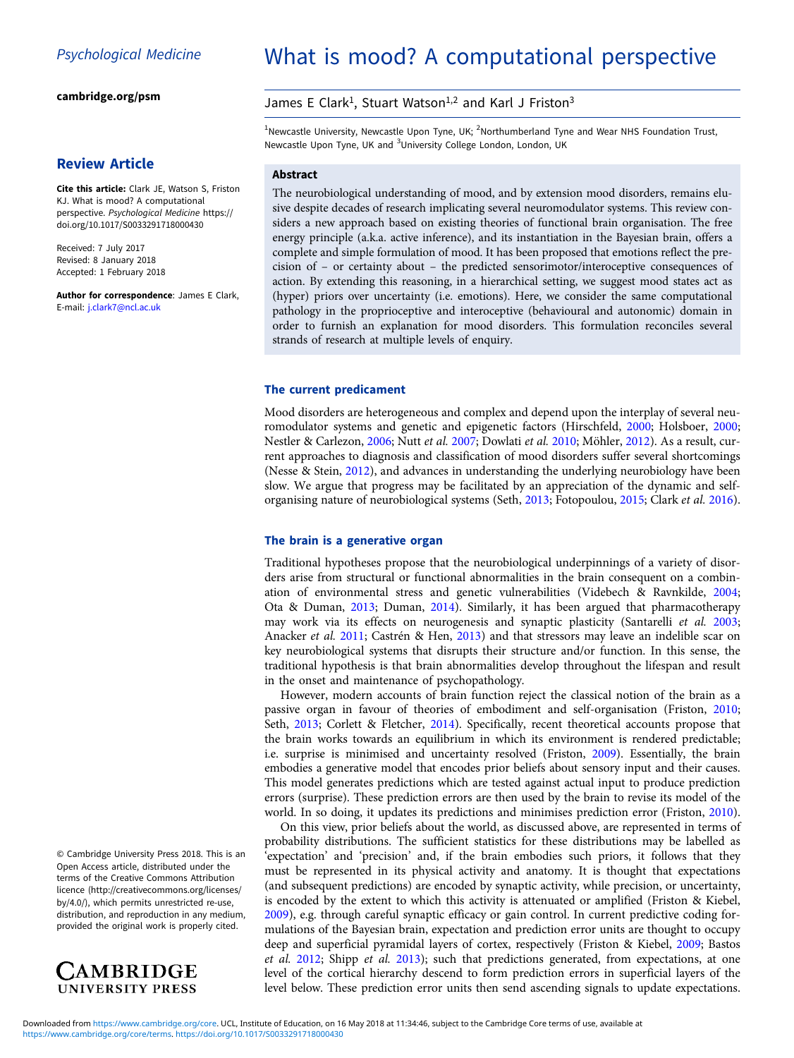Psychological Medicine

cambridge.org/psm

## Review Article

**Cite this article:** Clark JE, Watson S, Friston KJ. What is mood? A computational perspective. *Psychological Medicine* https://doi.org/10.1017/S0033291718000430

Received: 7 July 2017
Revised: 8 January 2018
Accepted: 1 February 2018

**Author for correspondence**: James E Clark, E-mail: j.clark7@ncl.ac.uk

© Cambridge University Press 2018. This is an Open Access article, distributed under the terms of the Creative Commons Attribution licence (http://creativecommons.org/licenses/by/4.0/), which permits unrestricted re-use, distribution, and reproduction in any medium, provided the original work is properly cited.

# What is mood? A computational perspective

James E Clark[1], Stuart Watson[1,2] and Karl J Friston[3]

[1]Newcastle University, Newcastle Upon Tyne, UK; [2]Northumberland Tyne and Wear NHS Foundation Trust, Newcastle Upon Tyne, UK and [3]University College London, London, UK

### Abstract

The neurobiological understanding of mood, and by extension mood disorders, remains elusive despite decades of research implicating several neuromodulator systems. This review considers a new approach based on existing theories of functional brain organisation. The free energy principle (a.k.a. active inference), and its instantiation in the Bayesian brain, offers a complete and simple formulation of mood. It has been proposed that emotions reflect the precision of – or certainty about – the predicted sensorimotor/interoceptive consequences of action. By extending this reasoning, in a hierarchical setting, we suggest mood states act as (hyper) priors over uncertainty (i.e. emotions). Here, we consider the same computational pathology in the proprioceptive and interoceptive (behavioural and autonomic) domain in order to furnish an explanation for mood disorders. This formulation reconciles several strands of research at multiple levels of enquiry.

## The current predicament

Mood disorders are heterogeneous and complex and depend upon the interplay of several neuromodulator systems and genetic and epigenetic factors (Hirschfeld, 2000; Holsboer, 2000; Nestler & Carlezon, 2006; Nutt *et al.* 2007; Dowlati *et al.* 2010; Möhler, 2012). As a result, current approaches to diagnosis and classification of mood disorders suffer several shortcomings (Nesse & Stein, 2012), and advances in understanding the underlying neurobiology have been slow. We argue that progress may be facilitated by an appreciation of the dynamic and self-organising nature of neurobiological systems (Seth, 2013; Fotopoulou, 2015; Clark *et al.* 2016).

## The brain is a generative organ

Traditional hypotheses propose that the neurobiological underpinnings of a variety of disorders arise from structural or functional abnormalities in the brain consequent on a combination of environmental stress and genetic vulnerabilities (Videbech & Ravnkilde, 2004; Ota & Duman, 2013; Duman, 2014). Similarly, it has been argued that pharmacotherapy may work via its effects on neurogenesis and synaptic plasticity (Santarelli *et al.* 2003; Anacker *et al.* 2011; Castrén & Hen, 2013) and that stressors may leave an indelible scar on key neurobiological systems that disrupts their structure and/or function. In this sense, the traditional hypothesis is that brain abnormalities develop throughout the lifespan and result in the onset and maintenance of psychopathology.

However, modern accounts of brain function reject the classical notion of the brain as a passive organ in favour of theories of embodiment and self-organisation (Friston, 2010; Seth, 2013; Corlett & Fletcher, 2014). Specifically, recent theoretical accounts propose that the brain works towards an equilibrium in which its environment is rendered predictable; i.e. surprise is minimised and uncertainty resolved (Friston, 2009). Essentially, the brain embodies a generative model that encodes prior beliefs about sensory input and their causes. This model generates predictions which are tested against actual input to produce prediction errors (surprise). These prediction errors are then used by the brain to revise its model of the world. In so doing, it updates its predictions and minimises prediction error (Friston, 2010).

On this view, prior beliefs about the world, as discussed above, are represented in terms of probability distributions. The sufficient statistics for these distributions may be labelled as 'expectation' and 'precision' and, if the brain embodies such priors, it follows that they must be represented in its physical activity and anatomy. It is thought that expectations (and subsequent predictions) are encoded by synaptic activity, while precision, or uncertainty, is encoded by the extent to which this activity is attenuated or amplified (Friston & Kiebel, 2009), e.g. through careful synaptic efficacy or gain control. In current predictive coding formulations of the Bayesian brain, expectation and prediction error units are thought to occupy deep and superficial pyramidal layers of cortex, respectively (Friston & Kiebel, 2009; Bastos *et al.* 2012; Shipp *et al.* 2013); such that predictions generated, from expectations, at one level of the cortical hierarchy descend to form prediction errors in superficial layers of the level below. These prediction error units then send ascending signals to update expectations.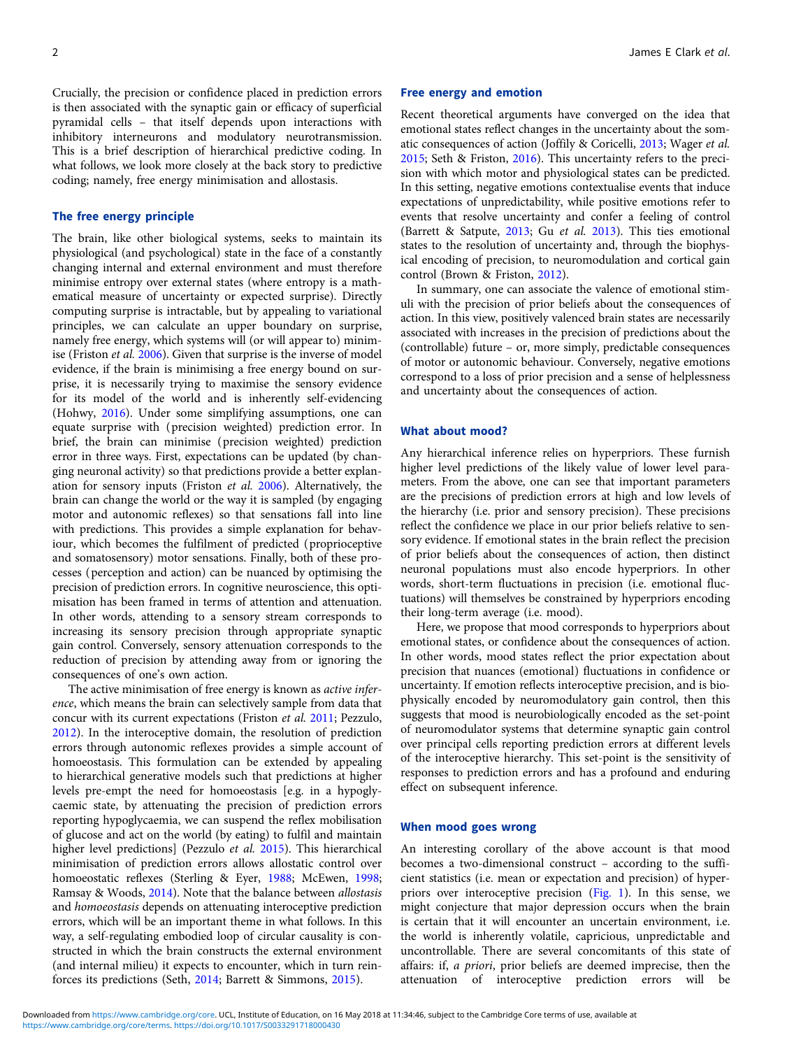Crucially, the precision or confidence placed in prediction errors is then associated with the synaptic gain or efficacy of superficial pyramidal cells – that itself depends upon interactions with inhibitory interneurons and modulatory neurotransmission. This is a brief description of hierarchical predictive coding. In what follows, we look more closely at the back story to predictive coding; namely, free energy minimisation and allostasis.

## The free energy principle

The brain, like other biological systems, seeks to maintain its physiological (and psychological) state in the face of a constantly changing internal and external environment and must therefore minimise entropy over external states (where entropy is a mathematical measure of uncertainty or expected surprise). Directly computing surprise is intractable, but by appealing to variational principles, we can calculate an upper boundary on surprise, namely free energy, which systems will (or will appear to) minimise (Friston *et al.* 2006). Given that surprise is the inverse of model evidence, if the brain is minimising a free energy bound on surprise, it is necessarily trying to maximise the sensory evidence for its model of the world and is inherently self-evidencing (Hohwy, 2016). Under some simplifying assumptions, one can equate surprise with (precision weighted) prediction error. In brief, the brain can minimise (precision weighted) prediction error in three ways. First, expectations can be updated (by changing neuronal activity) so that predictions provide a better explanation for sensory inputs (Friston *et al.* 2006). Alternatively, the brain can change the world or the way it is sampled (by engaging motor and autonomic reflexes) so that sensations fall into line with predictions. This provides a simple explanation for behaviour, which becomes the fulfilment of predicted (proprioceptive and somatosensory) motor sensations. Finally, both of these processes (perception and action) can be nuanced by optimising the precision of prediction errors. In cognitive neuroscience, this optimisation has been framed in terms of attention and attenuation. In other words, attending to a sensory stream corresponds to increasing its sensory precision through appropriate synaptic gain control. Conversely, sensory attenuation corresponds to the reduction of precision by attending away from or ignoring the consequences of one's own action.

The active minimisation of free energy is known as *active inference*, which means the brain can selectively sample from data that concur with its current expectations (Friston *et al.* 2011; Pezzulo, 2012). In the interoceptive domain, the resolution of prediction errors through autonomic reflexes provides a simple account of homoeostasis. This formulation can be extended by appealing to hierarchical generative models such that predictions at higher levels pre-empt the need for homoeostasis [e.g. in a hypoglycaemic state, by attenuating the precision of prediction errors reporting hypoglycaemia, we can suspend the reflex mobilisation of glucose and act on the world (by eating) to fulfil and maintain higher level predictions] (Pezzulo *et al.* 2015). This hierarchical minimisation of prediction errors allows allostatic control over homoeostatic reflexes (Sterling & Eyer, 1988; McEwen, 1998; Ramsay & Woods, 2014). Note that the balance between *allostasis* and *homoeostasis* depends on attenuating interoceptive prediction errors, which will be an important theme in what follows. In this way, a self-regulating embodied loop of circular causality is constructed in which the brain constructs the external environment (and internal milieu) it expects to encounter, which in turn reinforces its predictions (Seth, 2014; Barrett & Simmons, 2015).

## Free energy and emotion

Recent theoretical arguments have converged on the idea that emotional states reflect changes in the uncertainty about the somatic consequences of action (Joffily & Coricelli, 2013; Wager *et al.* 2015; Seth & Friston, 2016). This uncertainty refers to the precision with which motor and physiological states can be predicted. In this setting, negative emotions contextualise events that induce expectations of unpredictability, while positive emotions refer to events that resolve uncertainty and confer a feeling of control (Barrett & Satpute, 2013; Gu *et al.* 2013). This ties emotional states to the resolution of uncertainty and, through the biophysical encoding of precision, to neuromodulation and cortical gain control (Brown & Friston, 2012).

In summary, one can associate the valence of emotional stimuli with the precision of prior beliefs about the consequences of action. In this view, positively valenced brain states are necessarily associated with increases in the precision of predictions about the (controllable) future – or, more simply, predictable consequences of motor or autonomic behaviour. Conversely, negative emotions correspond to a loss of prior precision and a sense of helplessness and uncertainty about the consequences of action.

## What about mood?

Any hierarchical inference relies on hyperpriors. These furnish higher level predictions of the likely value of lower level parameters. From the above, one can see that important parameters are the precisions of prediction errors at high and low levels of the hierarchy (i.e. prior and sensory precision). These precisions reflect the confidence we place in our prior beliefs relative to sensory evidence. If emotional states in the brain reflect the precision of prior beliefs about the consequences of action, then distinct neuronal populations must also encode hyperpriors. In other words, short-term fluctuations in precision (i.e. emotional fluctuations) will themselves be constrained by hyperpriors encoding their long-term average (i.e. mood).

Here, we propose that mood corresponds to hyperpriors about emotional states, or confidence about the consequences of action. In other words, mood states reflect the prior expectation about precision that nuances (emotional) fluctuations in confidence or uncertainty. If emotion reflects interoceptive precision, and is biophysically encoded by neuromodulatory gain control, then this suggests that mood is neurobiologically encoded as the set-point of neuromodulator systems that determine synaptic gain control over principal cells reporting prediction errors at different levels of the interoceptive hierarchy. This set-point is the sensitivity of responses to prediction errors and has a profound and enduring effect on subsequent inference.

## When mood goes wrong

An interesting corollary of the above account is that mood becomes a two-dimensional construct – according to the sufficient statistics (i.e. mean or expectation and precision) of hyperpriors over interoceptive precision (Fig. 1). In this sense, we might conjecture that major depression occurs when the brain is certain that it will encounter an uncertain environment, i.e. the world is inherently volatile, capricious, unpredictable and uncontrollable. There are several concomitants of this state of affairs: if, *a priori*, prior beliefs are deemed imprecise, then the attenuation of interoceptive prediction errors will be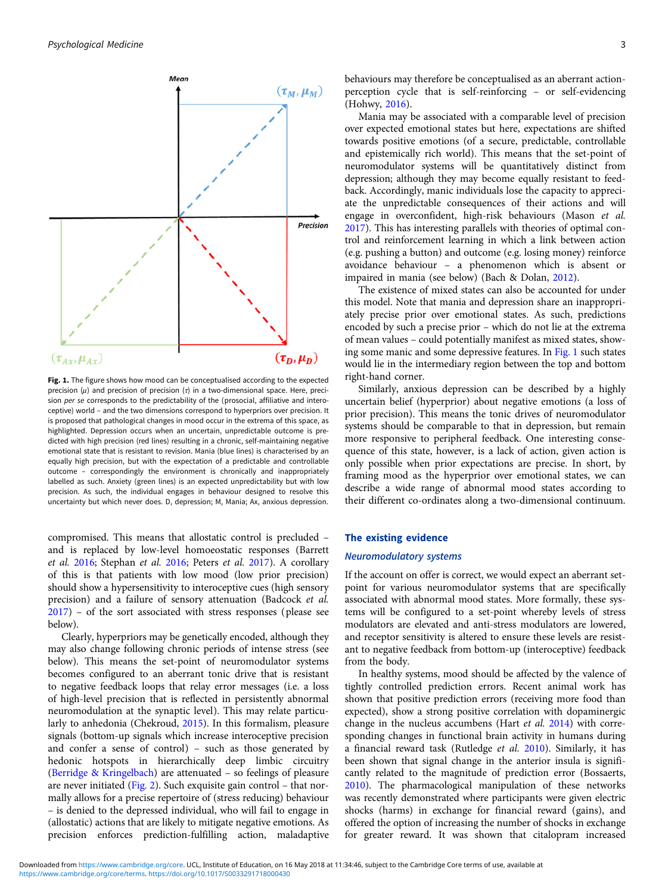Fig. 1. The figure shows how mood can be conceptualised according to the expected precision ($\mu$) and precision of precision ($\tau$) in a two-dimensional space. Here, precision *per se* corresponds to the predictability of the (prosocial, affiliative and interoceptive) world – and the two dimensions correspond to hyperpriors over precision. It is proposed that pathological changes in mood occur in the extrema of this space, as highlighted. Depression occurs when an uncertain, unpredictable outcome is predicted with high precision (red lines) resulting in a chronic, self-maintaining negative emotional state that is resistant to revision. Mania (blue lines) is characterised by an equally high precision, but with the expectation of a predictable and controllable outcome – correspondingly the environment is chronically and inappropriately labelled as such. Anxiety (green lines) is an expected unpredictability but with low precision. As such, the individual engages in behaviour designed to resolve this uncertainty but which never does. D, depression; M, Mania; Ax, anxious depression.

compromised. This means that allostatic control is precluded – and is replaced by low-level homoeostatic responses (Barrett *et al.* 2016; Stephan *et al.* 2016; Peters *et al.* 2017). A corollary of this is that patients with low mood (low prior precision) should show a hypersensitivity to interoceptive cues (high sensory precision) and a failure of sensory attenuation (Badcock *et al.* 2017) – of the sort associated with stress responses (please see below).

Clearly, hyperpriors may be genetically encoded, although they may also change following chronic periods of intense stress (see below). This means the set-point of neuromodulator systems becomes configured to an aberrant tonic drive that is resistant to negative feedback loops that relay error messages (i.e. a loss of high-level precision that is reflected in persistently abnormal neuromodulation at the synaptic level). This may relate particularly to anhedonia (Chekroud, 2015). In this formalism, pleasure signals (bottom-up signals which increase interoceptive precision and confer a sense of control) – such as those generated by hedonic hotspots in hierarchically deep limbic circuitry (Berridge & Kringelbach) are attenuated – so feelings of pleasure are never initiated (Fig. 2). Such exquisite gain control – that normally allows for a precise repertoire of (stress reducing) behaviour – is denied to the depressed individual, who will fail to engage in (allostatic) actions that are likely to mitigate negative emotions. As precision enforces prediction-fulfilling action, maladaptive behaviours may therefore be conceptualised as an aberrant action-perception cycle that is self-reinforcing – or self-evidencing (Hohwy, 2016).

Mania may be associated with a comparable level of precision over expected emotional states but here, expectations are shifted towards positive emotions (of a secure, predictable, controllable and epistemically rich world). This means that the set-point of neuromodulator systems will be quantitatively distinct from depression; although they may become equally resistant to feedback. Accordingly, manic individuals lose the capacity to appreciate the unpredictable consequences of their actions and will engage in overconfident, high-risk behaviours (Mason *et al.* 2017). This has interesting parallels with theories of optimal control and reinforcement learning in which a link between action (e.g. pushing a button) and outcome (e.g. losing money) reinforce avoidance behaviour – a phenomenon which is absent or impaired in mania (see below) (Bach & Dolan, 2012).

The existence of mixed states can also be accounted for under this model. Note that mania and depression share an inappropriately precise prior over emotional states. As such, predictions encoded by such a precise prior – which do not lie at the extrema of mean values – could potentially manifest as mixed states, showing some manic and some depressive features. In Fig. 1 such states would lie in the intermediary region between the top and bottom right-hand corner.

Similarly, anxious depression can be described by a highly uncertain belief (hyperprior) about negative emotions (a loss of prior precision). This means the tonic drives of neuromodulator systems should be comparable to that in depression, but remain more responsive to peripheral feedback. One interesting consequence of this state, however, is a lack of action, given action is only possible when prior expectations are precise. In short, by framing mood as the hyperprior over emotional states, we can describe a wide range of abnormal mood states according to their different co-ordinates along a two-dimensional continuum.

## The existing evidence

### *Neuromodulatory systems*

If the account on offer is correct, we would expect an aberrant set-point for various neuromodulator systems that are specifically associated with abnormal mood states. More formally, these systems will be configured to a set-point whereby levels of stress modulators are elevated and anti-stress modulators are lowered, and receptor sensitivity is altered to ensure these levels are resistant to negative feedback from bottom-up (interoceptive) feedback from the body.

In healthy systems, mood should be affected by the valence of tightly controlled prediction errors. Recent animal work has shown that positive prediction errors (receiving more food than expected), show a strong positive correlation with dopaminergic change in the nucleus accumbens (Hart *et al.* 2014) with corresponding changes in functional brain activity in humans during a financial reward task (Rutledge *et al.* 2010). Similarly, it has been shown that signal change in the anterior insula is significantly related to the magnitude of prediction error (Bossaerts, 2010). The pharmacological manipulation of these networks was recently demonstrated where participants were given electric shocks (harms) in exchange for financial reward (gains), and offered the option of increasing the number of shocks in exchange for greater reward. It was shown that citalopram increased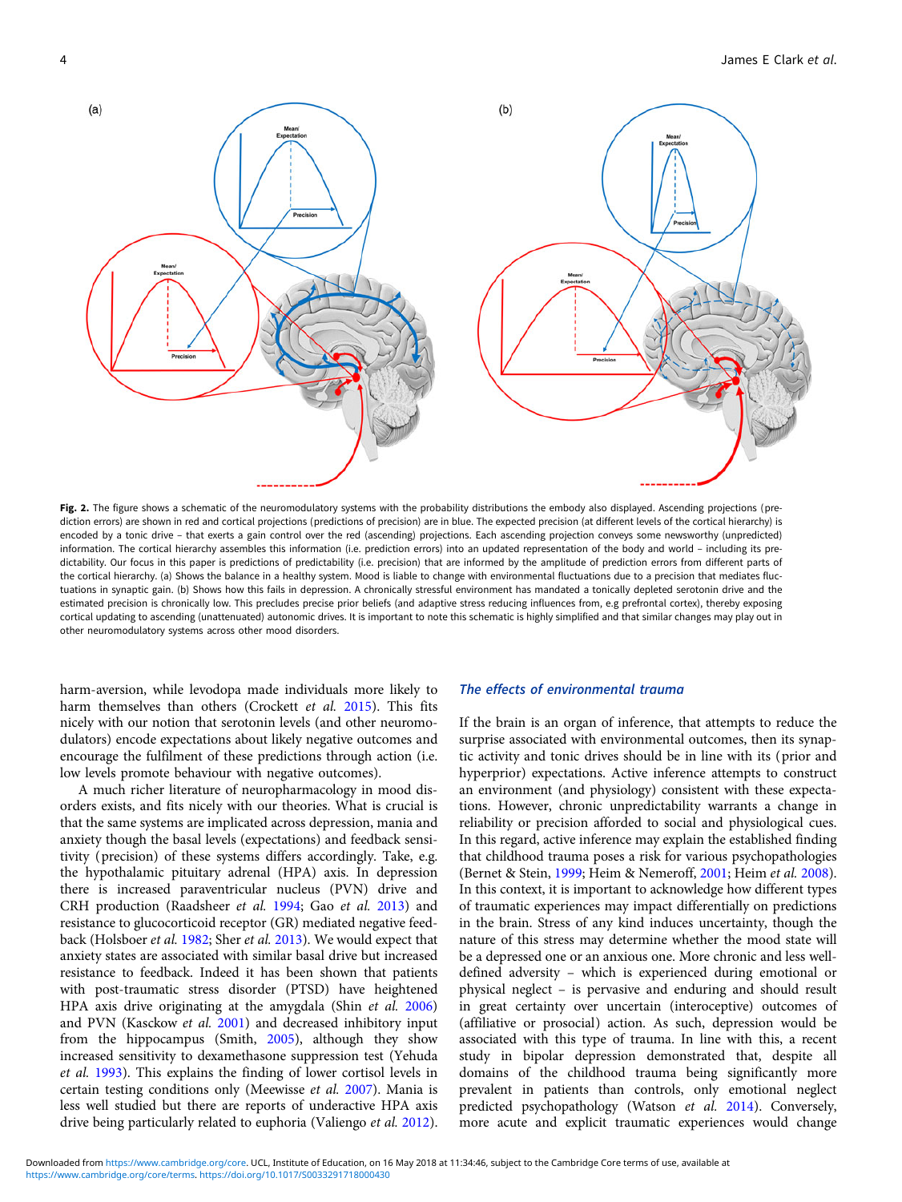Fig. 2. The figure shows a schematic of the neuromodulatory systems with the probability distributions the embody also displayed. Ascending projections (prediction errors) are shown in red and cortical projections (predictions of precision) are in blue. The expected precision (at different levels of the cortical hierarchy) is encoded by a tonic drive – that exerts a gain control over the red (ascending) projections. Each ascending projection conveys some newsworthy (unpredicted) information. The cortical hierarchy assembles this information (i.e. prediction errors) into an updated representation of the body and world – including its predictability. Our focus in this paper is predictions of predictability (i.e. precision) that are informed by the amplitude of prediction errors from different parts of the cortical hierarchy. (a) Shows the balance in a healthy system. Mood is liable to change with environmental fluctuations due to a precision that mediates fluctuations in synaptic gain. (b) Shows how this fails in depression. A chronically stressful environment has mandated a tonically depleted serotonin drive and the estimated precision is chronically low. This precludes precise prior beliefs (and adaptive stress reducing influences from, e.g prefrontal cortex), thereby exposing cortical updating to ascending (unattenuated) autonomic drives. It is important to note this schematic is highly simplified and that similar changes may play out in other neuromodulatory systems across other mood disorders.

harm-aversion, while levodopa made individuals more likely to harm themselves than others (Crockett *et al.* 2015). This fits nicely with our notion that serotonin levels (and other neuromodulators) encode expectations about likely negative outcomes and encourage the fulfilment of these predictions through action (i.e. low levels promote behaviour with negative outcomes).

A much richer literature of neuropharmacology in mood disorders exists, and fits nicely with our theories. What is crucial is that the same systems are implicated across depression, mania and anxiety though the basal levels (expectations) and feedback sensitivity (precision) of these systems differs accordingly. Take, e.g. the hypothalamic pituitary adrenal (HPA) axis. In depression there is increased paraventricular nucleus (PVN) drive and CRH production (Raadsheer *et al.* 1994; Gao *et al.* 2013) and resistance to glucocorticoid receptor (GR) mediated negative feedback (Holsboer *et al.* 1982; Sher *et al.* 2013). We would expect that anxiety states are associated with similar basal drive but increased resistance to feedback. Indeed it has been shown that patients with post-traumatic stress disorder (PTSD) have heightened HPA axis drive originating at the amygdala (Shin *et al.* 2006) and PVN (Kasckow *et al.* 2001) and decreased inhibitory input from the hippocampus (Smith, 2005), although they show increased sensitivity to dexamethasone suppression test (Yehuda *et al.* 1993). This explains the finding of lower cortisol levels in certain testing conditions only (Meewisse *et al.* 2007). Mania is less well studied but there are reports of underactive HPA axis drive being particularly related to euphoria (Valiengo *et al.* 2012).

### *The effects of environmental trauma*

If the brain is an organ of inference, that attempts to reduce the surprise associated with environmental outcomes, then its synaptic activity and tonic drives should be in line with its (prior and hyperprior) expectations. Active inference attempts to construct an environment (and physiology) consistent with these expectations. However, chronic unpredictability warrants a change in reliability or precision afforded to social and physiological cues. In this regard, active inference may explain the established finding that childhood trauma poses a risk for various psychopathologies (Bernet & Stein, 1999; Heim & Nemeroff, 2001; Heim *et al.* 2008). In this context, it is important to acknowledge how different types of traumatic experiences may impact differentially on predictions in the brain. Stress of any kind induces uncertainty, though the nature of this stress may determine whether the mood state will be a depressed one or an anxious one. More chronic and less well-defined adversity – which is experienced during emotional or physical neglect – is pervasive and enduring and should result in great certainty over uncertain (interoceptive) outcomes of (affiliative or prosocial) action. As such, depression would be associated with this type of trauma. In line with this, a recent study in bipolar depression demonstrated that, despite all domains of the childhood trauma being significantly more prevalent in patients than controls, only emotional neglect predicted psychopathology (Watson *et al.* 2014). Conversely, more acute and explicit traumatic experiences would change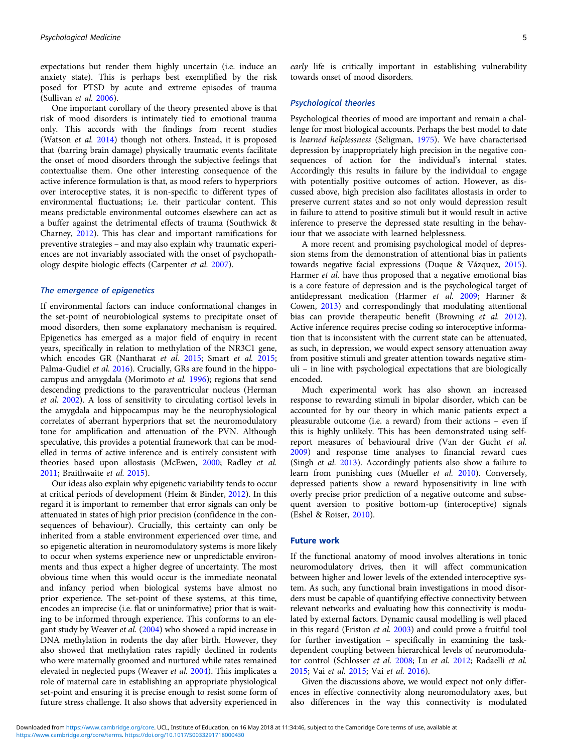expectations but render them highly uncertain (i.e. induce an anxiety state). This is perhaps best exemplified by the risk posed for PTSD by acute and extreme episodes of trauma (Sullivan *et al.* 2006).

One important corollary of the theory presented above is that risk of mood disorders is intimately tied to emotional trauma only. This accords with the findings from recent studies (Watson *et al.* 2014) though not others. Instead, it is proposed that (barring brain damage) physically traumatic events facilitate the onset of mood disorders through the subjective feelings that contextualise them. One other interesting consequence of the active inference formulation is that, as mood refers to hyperpriors over interoceptive states, it is non-specific to different types of environmental fluctuations; i.e. their particular content. This means predictable environmental outcomes elsewhere can act as a buffer against the detrimental effects of trauma (Southwick & Charney, 2012). This has clear and important ramifications for preventive strategies – and may also explain why traumatic experiences are not invariably associated with the onset of psychopathology despite biologic effects (Carpenter *et al.* 2007).

### The emergence of epigenetics

If environmental factors can induce conformational changes in the set-point of neurobiological systems to precipitate onset of mood disorders, then some explanatory mechanism is required. Epigenetics has emerged as a major field of enquiry in recent years, specifically in relation to methylation of the NR3C1 gene, which encodes GR (Nantharat *et al.* 2015; Smart *et al.* 2015; Palma-Gudiel *et al.* 2016). Crucially, GRs are found in the hippocampus and amygdala (Morimoto *et al.* 1996); regions that send descending predictions to the paraventricular nucleus (Herman *et al.* 2002). A loss of sensitivity to circulating cortisol levels in the amygdala and hippocampus may be the neurophysiological correlates of aberrant hyperpriors that set the neuromodulatory tone for amplification and attenuation of the PVN. Although speculative, this provides a potential framework that can be modelled in terms of active inference and is entirely consistent with theories based upon allostasis (McEwen, 2000; Radley *et al.* 2011; Braithwaite *et al.* 2015).

Our ideas also explain why epigenetic variability tends to occur at critical periods of development (Heim & Binder, 2012). In this regard it is important to remember that error signals can only be attenuated in states of high prior precision (confidence in the consequences of behaviour). Crucially, this certainty can only be inherited from a stable environment experienced over time, and so epigenetic alteration in neuromodulatory systems is more likely to occur when systems experience new or unpredictable environments and thus expect a higher degree of uncertainty. The most obvious time when this would occur is the immediate neonatal and infancy period when biological systems have almost no prior experience. The set-point of these systems, at this time, encodes an imprecise (i.e. flat or uninformative) prior that is waiting to be informed through experience. This conforms to an elegant study by Weaver *et al.* (2004) who showed a rapid increase in DNA methylation in rodents the day after birth. However, they also showed that methylation rates rapidly declined in rodents who were maternally groomed and nurtured while rates remained elevated in neglected pups (Weaver *et al.* 2004). This implicates a role of maternal care in establishing an appropriate physiological set-point and ensuring it is precise enough to resist some form of future stress challenge. It also shows that adversity experienced in *early* life is critically important in establishing vulnerability towards onset of mood disorders.

### Psychological theories

Psychological theories of mood are important and remain a challenge for most biological accounts. Perhaps the best model to date is *learned helplessness* (Seligman, 1975). We have characterised depression by inappropriately high precision in the negative consequences of action for the individual's internal states. Accordingly this results in failure by the individual to engage with potentially positive outcomes of action. However, as discussed above, high precision also facilitates allostasis in order to preserve current states and so not only would depression result in failure to attend to positive stimuli but it would result in active inference to preserve the depressed state resulting in the behaviour that we associate with learned helplessness.

A more recent and promising psychological model of depression stems from the demonstration of attentional bias in patients towards negative facial expressions (Duque & Vázquez, 2015). Harmer *et al.* have thus proposed that a negative emotional bias is a core feature of depression and is the psychological target of antidepressant medication (Harmer *et al.* 2009; Harmer & Cowen, 2013) and correspondingly that modulating attentional bias can provide therapeutic benefit (Browning *et al.* 2012). Active inference requires precise coding so interoceptive information that is inconsistent with the current state can be attenuated, as such, in depression, we would expect sensory attenuation away from positive stimuli and greater attention towards negative stimuli – in line with psychological expectations that are biologically encoded.

Much experimental work has also shown an increased response to rewarding stimuli in bipolar disorder, which can be accounted for by our theory in which manic patients expect a pleasurable outcome (i.e. a reward) from their actions – even if this is highly unlikely. This has been demonstrated using self-report measures of behavioural drive (Van der Gucht *et al.* 2009) and response time analyses to financial reward cues (Singh *et al.* 2013). Accordingly patients also show a failure to learn from punishing cues (Mueller *et al.* 2010). Conversely, depressed patients show a reward hyposensitivity in line with overly precise prior prediction of a negative outcome and subsequent aversion to positive bottom-up (interoceptive) signals (Eshel & Roiser, 2010).

## Future work

If the functional anatomy of mood involves alterations in tonic neuromodulatory drives, then it will affect communication between higher and lower levels of the extended interoceptive system. As such, any functional brain investigations in mood disorders must be capable of quantifying effective connectivity between relevant networks and evaluating how this connectivity is modulated by external factors. Dynamic causal modelling is well placed in this regard (Friston *et al.* 2003) and could prove a fruitful tool for further investigation – specifically in examining the task-dependent coupling between hierarchical levels of neuromodulator control (Schlosser *et al.* 2008; Lu *et al.* 2012; Radaelli *et al.* 2015; Vai *et al.* 2015; Vai *et al.* 2016).

Given the discussions above, we would expect not only differences in effective connectivity along neuromodulatory axes, but also differences in the way this connectivity is modulated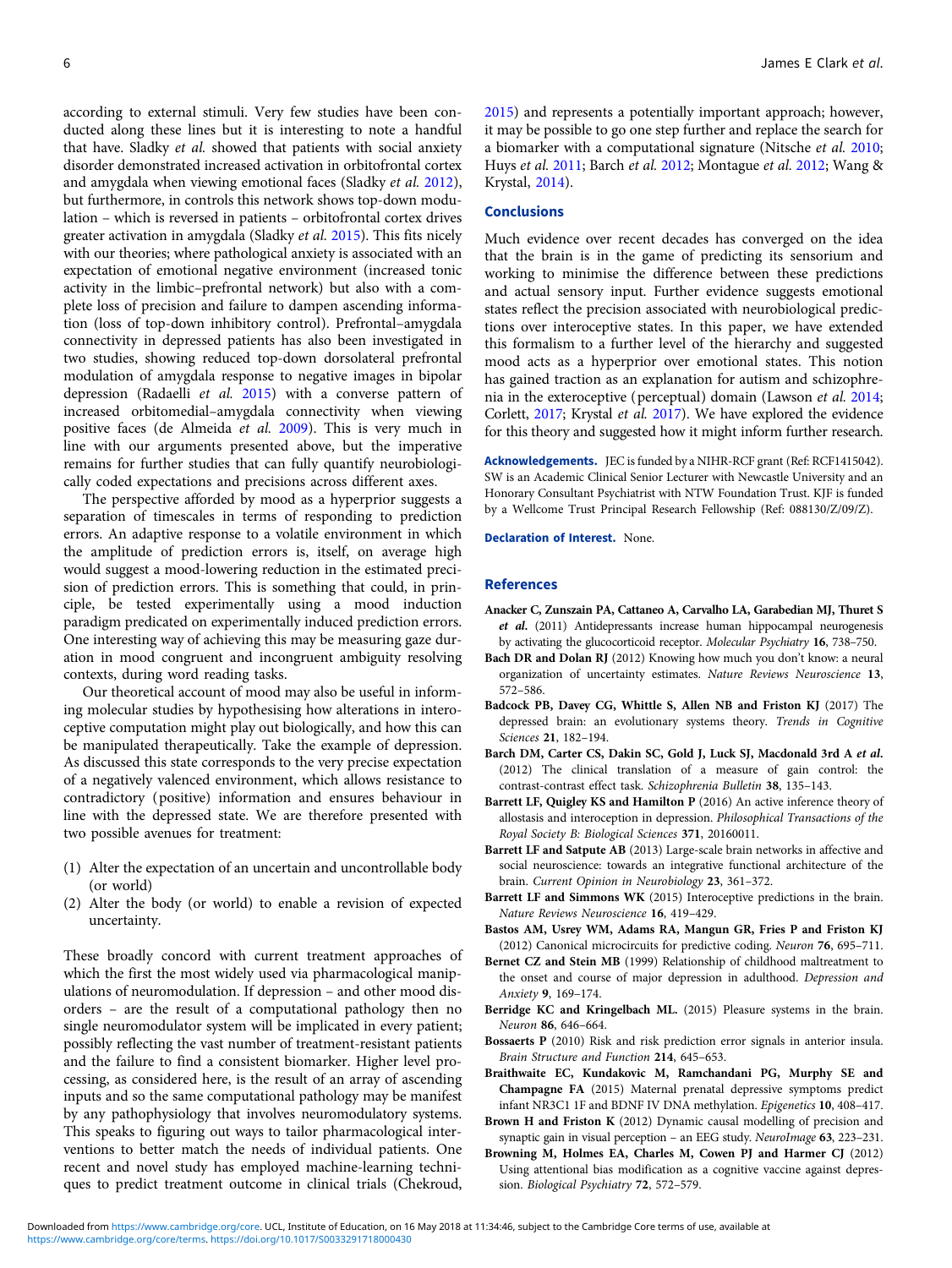according to external stimuli. Very few studies have been conducted along these lines but it is interesting to note a handful that have. Sladky *et al.* showed that patients with social anxiety disorder demonstrated increased activation in orbitofrontal cortex and amygdala when viewing emotional faces (Sladky *et al.* 2012), but furthermore, in controls this network shows top-down modulation – which is reversed in patients – orbitofrontal cortex drives greater activation in amygdala (Sladky *et al.* 2015). This fits nicely with our theories; where pathological anxiety is associated with an expectation of emotional negative environment (increased tonic activity in the limbic–prefrontal network) but also with a complete loss of precision and failure to dampen ascending information (loss of top-down inhibitory control). Prefrontal–amygdala connectivity in depressed patients has also been investigated in two studies, showing reduced top-down dorsolateral prefrontal modulation of amygdala response to negative images in bipolar depression (Radaelli *et al.* 2015) with a converse pattern of increased orbitomedial–amygdala connectivity when viewing positive faces (de Almeida *et al.* 2009). This is very much in line with our arguments presented above, but the imperative remains for further studies that can fully quantify neurobiologically coded expectations and precisions across different axes.

The perspective afforded by mood as a hyperprior suggests a separation of timescales in terms of responding to prediction errors. An adaptive response to a volatile environment in which the amplitude of prediction errors is, itself, on average high would suggest a mood-lowering reduction in the estimated precision of prediction errors. This is something that could, in principle, be tested experimentally using a mood induction paradigm predicated on experimentally induced prediction errors. One interesting way of achieving this may be measuring gaze duration in mood congruent and incongruent ambiguity resolving contexts, during word reading tasks.

Our theoretical account of mood may also be useful in informing molecular studies by hypothesising how alterations in interoceptive computation might play out biologically, and how this can be manipulated therapeutically. Take the example of depression. As discussed this state corresponds to the very precise expectation of a negatively valenced environment, which allows resistance to contradictory (positive) information and ensures behaviour in line with the depressed state. We are therefore presented with two possible avenues for treatment:

(1) Alter the expectation of an uncertain and uncontrollable body (or world)
(2) Alter the body (or world) to enable a revision of expected uncertainty.

These broadly concord with current treatment approaches of which the first the most widely used via pharmacological manipulations of neuromodulation. If depression – and other mood disorders – are the result of a computational pathology then no single neuromodulator system will be implicated in every patient; possibly reflecting the vast number of treatment-resistant patients and the failure to find a consistent biomarker. Higher level processing, as considered here, is the result of an array of ascending inputs and so the same computational pathology may be manifest by any pathophysiology that involves neuromodulatory systems. This speaks to figuring out ways to tailor pharmacological interventions to better match the needs of individual patients. One recent and novel study has employed machine-learning techniques to predict treatment outcome in clinical trials (Chekroud, 2015) and represents a potentially important approach; however, it may be possible to go one step further and replace the search for a biomarker with a computational signature (Nitsche *et al.* 2010; Huys *et al.* 2011; Barch *et al.* 2012; Montague *et al.* 2012; Wang & Krystal, 2014).

## Conclusions

Much evidence over recent decades has converged on the idea that the brain is in the game of predicting its sensorium and working to minimise the difference between these predictions and actual sensory input. Further evidence suggests emotional states reflect the precision associated with neurobiological predictions over interoceptive states. In this paper, we have extended this formalism to a further level of the hierarchy and suggested mood acts as a hyperprior over emotional states. This notion has gained traction as an explanation for autism and schizophrenia in the exteroceptive (perceptual) domain (Lawson *et al.* 2014; Corlett, 2017; Krystal *et al.* 2017). We have explored the evidence for this theory and suggested how it might inform further research.

**Acknowledgements.** JEC is funded by a NIHR-RCF grant (Ref: RCF1415042). SW is an Academic Clinical Senior Lecturer with Newcastle University and an Honorary Consultant Psychiatrist with NTW Foundation Trust. KJF is funded by a Wellcome Trust Principal Research Fellowship (Ref: 088130/Z/09/Z).

**Declaration of Interest.** None.

## References

**Anacker C, Zunszain PA, Cattaneo A, Carvalho LA, Garabedian MJ, Thuret S *et al.*** (2011) Antidepressants increase human hippocampal neurogenesis by activating the glucocorticoid receptor. *Molecular Psychiatry* **16**, 738–750.

**Bach DR and Dolan RJ** (2012) Knowing how much you don't know: a neural organization of uncertainty estimates. *Nature Reviews Neuroscience* **13**, 572–586.

**Badcock PB, Davey CG, Whittle S, Allen NB and Friston KJ** (2017) The depressed brain: an evolutionary systems theory. *Trends in Cognitive Sciences* **21**, 182–194.

**Barch DM, Carter CS, Dakin SC, Gold J, Luck SJ, Macdonald 3rd A *et al.*** (2012) The clinical translation of a measure of gain control: the contrast-contrast effect task. *Schizophrenia Bulletin* **38**, 135–143.

**Barrett LF, Quigley KS and Hamilton P** (2016) An active inference theory of allostasis and interoception in depression. *Philosophical Transactions of the Royal Society B: Biological Sciences* **371**, 20160011.

**Barrett LF and Satpute AB** (2013) Large-scale brain networks in affective and social neuroscience: towards an integrative functional architecture of the brain. *Current Opinion in Neurobiology* **23**, 361–372.

**Barrett LF and Simmons WK** (2015) Interoceptive predictions in the brain. *Nature Reviews Neuroscience* **16**, 419–429.

**Bastos AM, Usrey WM, Adams RA, Mangun GR, Fries P and Friston KJ** (2012) Canonical microcircuits for predictive coding. *Neuron* **76**, 695–711.

**Bernet CZ and Stein MB** (1999) Relationship of childhood maltreatment to the onset and course of major depression in adulthood. *Depression and Anxiety* **9**, 169–174.

**Berridge KC and Kringelbach ML.** (2015) Pleasure systems in the brain. *Neuron* **86**, 646–664.

**Bossaerts P** (2010) Risk and risk prediction error signals in anterior insula. *Brain Structure and Function* **214**, 645–653.

**Braithwaite EC, Kundakovic M, Ramchandani PG, Murphy SE and Champagne FA** (2015) Maternal prenatal depressive symptoms predict infant NR3C1 1F and BDNF IV DNA methylation. *Epigenetics* **10**, 408–417.

**Brown H and Friston K** (2012) Dynamic causal modelling of precision and synaptic gain in visual perception – an EEG study. *NeuroImage* **63**, 223–231.

**Browning M, Holmes EA, Charles M, Cowen PJ and Harmer CJ** (2012) Using attentional bias modification as a cognitive vaccine against depression. *Biological Psychiatry* **72**, 572–579.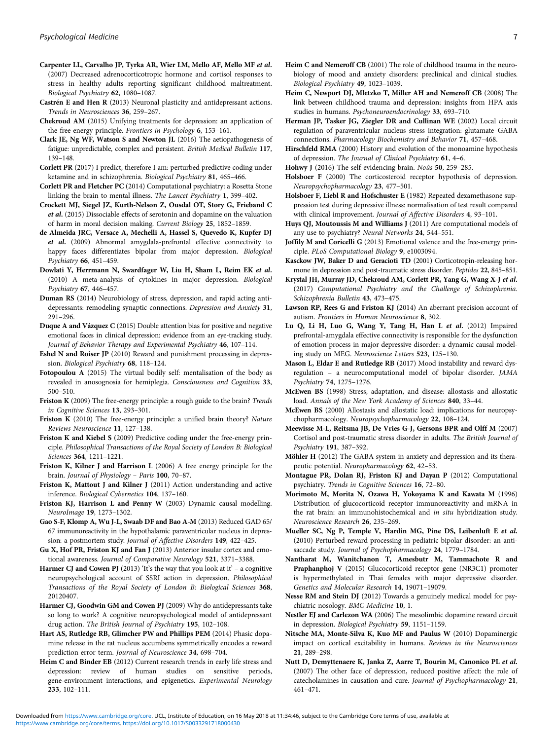**Carpenter LL, Carvalho JP, Tyrka AR, Wier LM, Mello AF, Mello MF *et al.*** (2007) Decreased adrenocorticotropic hormone and cortisol responses to stress in healthy adults reporting significant childhood maltreatment. *Biological Psychiatry* **62**, 1080–1087.

**Castrén E and Hen R** (2013) Neuronal plasticity and antidepressant actions. *Trends in Neurosciences* **36**, 259–267.

**Chekroud AM** (2015) Unifying treatments for depression: an application of the free energy principle. *Frontiers in Psychology* **6**, 153–161.

**Clark JE, Ng WF, Watson S and Newton JL** (2016) The aetiopathogenesis of fatigue: unpredictable, complex and persistent. *British Medical Bulletin* **117**, 139–148.

**Corlett PR** (2017) I predict, therefore I am: perturbed predictive coding under ketamine and in schizophrenia. *Biological Psychiatry* **81**, 465–466.

**Corlett PR and Fletcher PC** (2014) Computational psychiatry: a Rosetta Stone linking the brain to mental illness. *The Lancet Psychiatry* **1**, 399–402.

**Crockett MJ, Siegel JZ, Kurth-Nelson Z, Ousdal OT, Story G, Frieband C *et al.*** (2015) Dissociable effects of serotonin and dopamine on the valuation of harm in moral decision making. *Current Biology* **25**, 1852–1859.

**de Almeida JRC, Versace A, Mechelli A, Hassel S, Quevedo K, Kupfer DJ *et al.*** (2009) Abnormal amygdala-prefrontal effective connectivity to happy faces differentiates bipolar from major depression. *Biological Psychiatry* **66**, 451–459.

**Dowlati Y, Herrmann N, Swardfager W, Liu H, Sham L, Reim EK *et al.*** (2010) A meta-analysis of cytokines in major depression. *Biological Psychiatry* **67**, 446–457.

**Duman RS** (2014) Neurobiology of stress, depression, and rapid acting antidepressants: remodeling synaptic connections. *Depression and Anxiety* **31**, 291–296.

**Duque A and Vázquez C** (2015) Double attention bias for positive and negative emotional faces in clinical depression: evidence from an eye-tracking study. *Journal of Behavior Therapy and Experimental Psychiatry* **46**, 107–114.

**Eshel N and Roiser JP** (2010) Reward and punishment processing in depression. *Biological Psychiatry* **68**, 118–124.

**Fotopoulou A** (2015) The virtual bodily self: mentalisation of the body as revealed in anosognosia for hemiplegia. *Consciousness and Cognition* **33**, 500–510.

**Friston K** (2009) The free-energy principle: a rough guide to the brain? *Trends in Cognitive Sciences* **13**, 293–301.

**Friston K** (2010) The free-energy principle: a unified brain theory? *Nature Reviews Neuroscience* **11**, 127–138.

**Friston K and Kiebel S** (2009) Predictive coding under the free-energy principle. *Philosophical Transactions of the Royal Society of London B: Biological Sciences* **364**, 1211–1221.

**Friston K, Kilner J and Harrison L** (2006) A free energy principle for the brain. *Journal of Physiology – Paris* **100**, 70–87.

**Friston K, Mattout J and Kilner J** (2011) Action understanding and active inference. *Biological Cybernetics* **104**, 137–160.

**Friston KJ, Harrison L and Penny W** (2003) Dynamic causal modelling. *NeuroImage* **19**, 1273–1302.

**Gao S-F, Klomp A, Wu J-L, Swaab DF and Bao A-M** (2013) Reduced GAD 65/67 immunoreactivity in the hypothalamic paraventricular nucleus in depression: a postmortem study. *Journal of Affective Disorders* **149**, 422–425.

**Gu X, Hof PR, Friston KJ and Fan J** (2013) Anterior insular cortex and emotional awareness. *Journal of Comparative Neurology* **521**, 3371–3388.

**Harmer CJ and Cowen PJ** (2013) 'It's the way that you look at it' – a cognitive neuropsychological account of SSRI action in depression. *Philosophical Transactions of the Royal Society of London B: Biological Sciences* **368**, 20120407.

**Harmer CJ, Goodwin GM and Cowen PJ** (2009) Why do antidepressants take so long to work? A cognitive neuropsychological model of antidepressant drug action. *The British Journal of Psychiatry* **195**, 102–108.

**Hart AS, Rutledge RB, Glimcher PW and Phillips PEM** (2014) Phasic dopamine release in the rat nucleus accumbens symmetrically encodes a reward prediction error term. *Journal of Neuroscience* **34**, 698–704.

**Heim C and Binder EB** (2012) Current research trends in early life stress and depression: review of human studies on sensitive periods, gene-environment interactions, and epigenetics. *Experimental Neurology* **233**, 102–111.

**Heim C and Nemeroff CB** (2001) The role of childhood trauma in the neurobiology of mood and anxiety disorders: preclinical and clinical studies. *Biological Psychiatry* **49**, 1023–1039.

**Heim C, Newport DJ, Mletzko T, Miller AH and Nemeroff CB** (2008) The link between childhood trauma and depression: insights from HPA axis studies in humans. *Psychoneuroendocrinology* **33**, 693–710.

**Herman JP, Tasker JG, Ziegler DR and Cullinan WE** (2002) Local circuit regulation of paraventricular nucleus stress integration: glutamate–GABA connections. *Pharmacology Biochemistry and Behavior* **71**, 457–468.

**Hirschfeld RMA** (2000) History and evolution of the monoamine hypothesis of depression. *The Journal of Clinical Psychiatry* **61**, 4–6.

**Hohwy J** (2016) The self-evidencing brain. *Noûs* **50**, 259–285.

**Holsboer F** (2000) The corticosteroid receptor hypothesis of depression. *Neuropsychopharmacology* **23**, 477–501.

**Holsboer F, Liebl R and Hofschuster E** (1982) Repeated dexamethasone suppression test during depressive illness: normalisation of test result compared with clinical improvement. *Journal of Affective Disorders* **4**, 93–101.

**Huys QJ, Moutoussis M and Williams J** (2011) Are computational models of any use to psychiatry? *Neural Networks* **24**, 544–551.

**Joffily M and Coricelli G** (2013) Emotional valence and the free-energy principle. *PLoS Computational Biology* **9**, e1003094.

**Kasckow JW, Baker D and Geracioti TD** (2001) Corticotropin-releasing hormone in depression and post-traumatic stress disorder. *Peptides* **22**, 845–851.

**Krystal JH, Murray JD, Chekroud AM, Corlett PR, Yang G, Wang X-J *et al.*** (2017) *Computational Psychiatry and the Challenge of Schizophrenia. Schizophrenia Bulletin* **43**, 473–475.

**Lawson RP, Rees G and Friston KJ** (2014) An aberrant precision account of autism. *Frontiers in Human Neuroscience* **8**, 302.

**Lu Q, Li H, Luo G, Wang Y, Tang H, Han L *et al.*** (2012) Impaired prefrontal-amygdala effective connectivity is responsible for the dysfunction of emotion process in major depressive disorder: a dynamic causal modeling study on MEG. *Neuroscience Letters* **523**, 125–130.

**Mason L, Eldar E and Rutledge RB** (2017) Mood instability and reward dysregulation – a neurocomputational model of bipolar disorder. *JAMA Psychiatry* **74**, 1275–1276.

**McEwen BS** (1998) Stress, adaptation, and disease: allostasis and allostatic load. *Annals of the New York Academy of Sciences* **840**, 33–44.

**McEwen BS** (2000) Allostasis and allostatic load: implications for neuropsychopharmacology. *Neuropsychopharmacology* **22**, 108–124.

**Meewisse M-L, Reitsma JB, De Vries G-J, Gersons BPR and Olff M** (2007) Cortisol and post-traumatic stress disorder in adults. *The British Journal of Psychiatry* **191**, 387–392.

**Möhler H** (2012) The GABA system in anxiety and depression and its therapeutic potential. *Neuropharmacology* **62**, 42–53.

**Montague PR, Dolan RJ, Friston KJ and Dayan P** (2012) Computational psychiatry. *Trends in Cognitive Sciences* **16**, 72–80.

**Morimoto M, Morita N, Ozawa H, Yokoyama K and Kawata M** (1996) Distribution of glucocorticoid receptor immunoreactivity and mRNA in the rat brain: an immunohistochemical and *in situ* hybridization study. *Neuroscience Research* **26**, 235–269.

**Mueller SC, Ng P, Temple V, Hardin MG, Pine DS, Leibenluft E *et al.*** (2010) Perturbed reward processing in pediatric bipolar disorder: an antisaccade study. *Journal of Psychopharmacology* **24**, 1779–1784.

**Nantharat M, Wanitchanon T, Amesbutr M, Tammachote R and Praphanphoj V** (2015) Glucocorticoid receptor gene (NR3C1) promoter is hypermethylated in Thai females with major depressive disorder. *Genetics and Molecular Research* **14**, 19071–19079.

**Nesse RM and Stein DJ** (2012) Towards a genuinely medical model for psychiatric nosology. *BMC Medicine* **10**, 1.

**Nestler EJ and Carlezon WA** (2006) The mesolimbic dopamine reward circuit in depression. *Biological Psychiatry* **59**, 1151–1159.

**Nitsche MA, Monte-Silva K, Kuo MF and Paulus W** (2010) Dopaminergic impact on cortical excitability in humans. *Reviews in the Neurosciences* **21**, 289–298.

**Nutt D, Demyttenaere K, Janka Z, Aarre T, Bourin M, Canonico PL *et al.*** (2007) The other face of depression, reduced positive affect: the role of catecholamines in causation and cure. *Journal of Psychopharmacology* **21**, 461–471.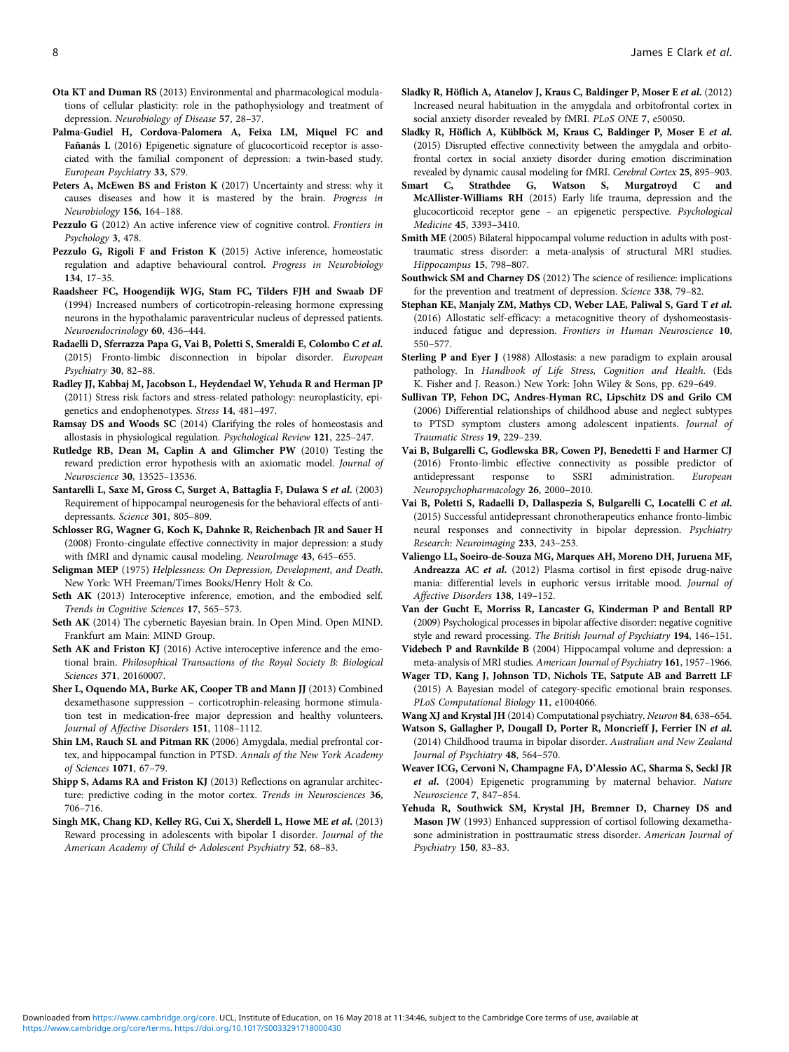**Ota KT and Duman RS** (2013) Environmental and pharmacological modulations of cellular plasticity: role in the pathophysiology and treatment of depression. *Neurobiology of Disease* **57**, 28–37.

**Palma-Gudiel H, Cordova-Palomera A, Feixa LM, Miquel FC and Fañanás L** (2016) Epigenetic signature of glucocorticoid receptor is associated with the familial component of depression: a twin-based study. *European Psychiatry* **33**, S79.

**Peters A, McEwen BS and Friston K** (2017) Uncertainty and stress: why it causes diseases and how it is mastered by the brain. *Progress in Neurobiology* **156**, 164–188.

**Pezzulo G** (2012) An active inference view of cognitive control. *Frontiers in Psychology* **3**, 478.

**Pezzulo G, Rigoli F and Friston K** (2015) Active inference, homeostatic regulation and adaptive behavioural control. *Progress in Neurobiology* **134**, 17–35.

**Raadsheer FC, Hoogendijk WJG, Stam FC, Tilders FJH and Swaab DF** (1994) Increased numbers of corticotropin-releasing hormone expressing neurons in the hypothalamic paraventricular nucleus of depressed patients. *Neuroendocrinology* **60**, 436–444.

**Radaelli D, Sferrazza Papa G, Vai B, Poletti S, Smeraldi E, Colombo C *et al.*** (2015) Fronto-limbic disconnection in bipolar disorder. *European Psychiatry* **30**, 82–88.

**Radley JJ, Kabbaj M, Jacobson L, Heydendael W, Yehuda R and Herman JP** (2011) Stress risk factors and stress-related pathology: neuroplasticity, epigenetics and endophenotypes. *Stress* **14**, 481–497.

**Ramsay DS and Woods SC** (2014) Clarifying the roles of homeostasis and allostasis in physiological regulation. *Psychological Review* **121**, 225–247.

**Rutledge RB, Dean M, Caplin A and Glimcher PW** (2010) Testing the reward prediction error hypothesis with an axiomatic model. *Journal of Neuroscience* **30**, 13525–13536.

**Santarelli L, Saxe M, Gross C, Surget A, Battaglia F, Dulawa S *et al.*** (2003) Requirement of hippocampal neurogenesis for the behavioral effects of antidepressants. *Science* **301**, 805–809.

**Schlosser RG, Wagner G, Koch K, Dahnke R, Reichenbach JR and Sauer H** (2008) Fronto-cingulate effective connectivity in major depression: a study with fMRI and dynamic causal modeling. *NeuroImage* **43**, 645–655.

**Seligman MEP** (1975) *Helplessness: On Depression, Development, and Death*. New York: WH Freeman/Times Books/Henry Holt & Co.

**Seth AK** (2013) Interoceptive inference, emotion, and the embodied self. *Trends in Cognitive Sciences* **17**, 565–573.

**Seth AK** (2014) The cybernetic Bayesian brain. In Open Mind. Open MIND. Frankfurt am Main: MIND Group.

**Seth AK and Friston KJ** (2016) Active interoceptive inference and the emotional brain. *Philosophical Transactions of the Royal Society B: Biological Sciences* **371**, 20160007.

**Sher L, Oquendo MA, Burke AK, Cooper TB and Mann JJ** (2013) Combined dexamethasone suppression – corticotrophin-releasing hormone stimulation test in medication-free major depression and healthy volunteers. *Journal of Affective Disorders* **151**, 1108–1112.

**Shin LM, Rauch SL and Pitman RK** (2006) Amygdala, medial prefrontal cortex, and hippocampal function in PTSD. *Annals of the New York Academy of Sciences* **1071**, 67–79.

**Shipp S, Adams RA and Friston KJ** (2013) Reflections on agranular architecture: predictive coding in the motor cortex. *Trends in Neurosciences* **36**, 706–716.

**Singh MK, Chang KD, Kelley RG, Cui X, Sherdell L, Howe ME *et al.*** (2013) Reward processing in adolescents with bipolar I disorder. *Journal of the American Academy of Child & Adolescent Psychiatry* **52**, 68–83.

**Sladky R, Höflich A, Atanelov J, Kraus C, Baldinger P, Moser E *et al.*** (2012) Increased neural habituation in the amygdala and orbitofrontal cortex in social anxiety disorder revealed by fMRI. *PLoS ONE* **7**, e50050.

**Sladky R, Höflich A, Küblböck M, Kraus C, Baldinger P, Moser E *et al.*** (2015) Disrupted effective connectivity between the amygdala and orbitofrontal cortex in social anxiety disorder during emotion discrimination revealed by dynamic causal modeling for fMRI. *Cerebral Cortex* **25**, 895–903.

**Smart C, Strathdee G, Watson S, Murgatroyd C and McAllister-Williams RH** (2015) Early life trauma, depression and the glucocorticoid receptor gene – an epigenetic perspective. *Psychological Medicine* **45**, 3393–3410.

**Smith ME** (2005) Bilateral hippocampal volume reduction in adults with post-traumatic stress disorder: a meta-analysis of structural MRI studies. *Hippocampus* **15**, 798–807.

**Southwick SM and Charney DS** (2012) The science of resilience: implications for the prevention and treatment of depression. *Science* **338**, 79–82.

**Stephan KE, Manjaly ZM, Mathys CD, Weber LAE, Paliwal S, Gard T *et al.*** (2016) Allostatic self-efficacy: a metacognitive theory of dyshomeostasis-induced fatigue and depression. *Frontiers in Human Neuroscience* **10**, 550–577.

**Sterling P and Eyer J** (1988) Allostasis: a new paradigm to explain arousal pathology. In *Handbook of Life Stress, Cognition and Health*. (Eds K. Fisher and J. Reason.) New York: John Wiley & Sons, pp. 629–649.

**Sullivan TP, Fehon DC, Andres-Hyman RC, Lipschitz DS and Grilo CM** (2006) Differential relationships of childhood abuse and neglect subtypes to PTSD symptom clusters among adolescent inpatients. *Journal of Traumatic Stress* **19**, 229–239.

**Vai B, Bulgarelli C, Godlewska BR, Cowen PJ, Benedetti F and Harmer CJ** (2016) Fronto-limbic effective connectivity as possible predictor of antidepressant response to SSRI administration. *European Neuropsychopharmacology* **26**, 2000–2010.

**Vai B, Poletti S, Radaelli D, Dallaspezia S, Bulgarelli C, Locatelli C *et al.*** (2015) Successful antidepressant chronotherapeutics enhance fronto-limbic neural responses and connectivity in bipolar depression. *Psychiatry Research: Neuroimaging* **233**, 243–253.

**Valiengo LL, Soeiro-de-Souza MG, Marques AH, Moreno DH, Juruena MF, Andreazza AC *et al.*** (2012) Plasma cortisol in first episode drug-naïve mania: differential levels in euphoric versus irritable mood. *Journal of Affective Disorders* **138**, 149–152.

**Van der Gucht E, Morriss R, Lancaster G, Kinderman P and Bentall RP** (2009) Psychological processes in bipolar affective disorder: negative cognitive style and reward processing. *The British Journal of Psychiatry* **194**, 146–151.

**Videbech P and Ravnkilde B** (2004) Hippocampal volume and depression: a meta-analysis of MRI studies. *American Journal of Psychiatry* **161**, 1957–1966.

**Wager TD, Kang J, Johnson TD, Nichols TE, Satpute AB and Barrett LF** (2015) A Bayesian model of category-specific emotional brain responses. *PLoS Computational Biology* **11**, e1004066.

**Wang XJ and Krystal JH** (2014) Computational psychiatry. *Neuron* **84**, 638–654.

**Watson S, Gallagher P, Dougall D, Porter R, Moncrieff J, Ferrier IN *et al.*** (2014) Childhood trauma in bipolar disorder. *Australian and New Zealand Journal of Psychiatry* **48**, 564–570.

**Weaver ICG, Cervoni N, Champagne FA, D'Alessio AC, Sharma S, Seckl JR *et al.*** (2004) Epigenetic programming by maternal behavior. *Nature Neuroscience* **7**, 847–854.

**Yehuda R, Southwick SM, Krystal JH, Bremner D, Charney DS and Mason JW** (1993) Enhanced suppression of cortisol following dexamethasone administration in posttraumatic stress disorder. *American Journal of Psychiatry* **150**, 83–83.